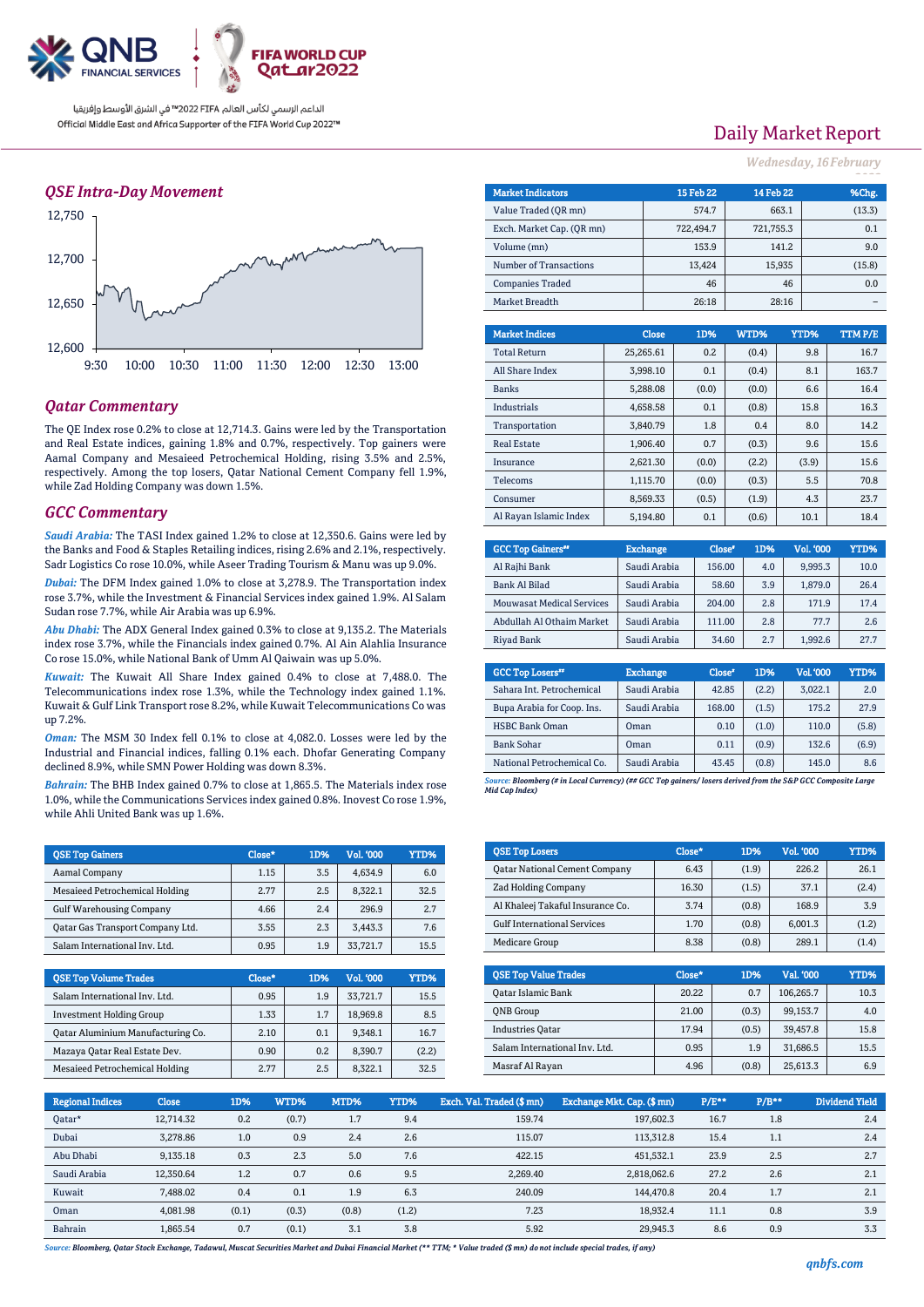QNB FINANCIAL SERVICES

FIFA WORLD CUP Qatar2022

الداعم الرسمي لكأس العالم FIFA 2022™ في الشرق الأوسط وإفريقيا

Official Middle East and Africa Supporter of the FIFA World Cup 2022™

# Daily Market Report

*Wednesday, 16 February 2022*

## QSE Intra-Day Movement

## Qatar Commentary

The QE Index rose 0.2% to close at 12,714.3. Gains were led by the Transportation and Real Estate indices, gaining 1.8% and 0.7%, respectively. Top gainers were Aamal Company and Mesaieed Petrochemical Holding, rising 3.5% and 2.5%, respectively. Among the top losers, Qatar National Cement Company fell 1.9%, while Zad Holding Company was down 1.5%.

## GCC Commentary

***Saudi Arabia:*** The TASI Index gained 1.2% to close at 12,350.6. Gains were led by the Banks and Food & Staples Retailing indices, rising 2.6% and 2.1%, respectively. Sadr Logistics Co rose 10.0%, while Aseer Trading Tourism & Manu was up 9.0%.

***Dubai:*** The DFM Index gained 1.0% to close at 3,278.9. The Transportation index rose 3.7%, while the Investment & Financial Services index gained 1.9%. Al Salam Sudan rose 7.7%, while Air Arabia was up 6.9%.

***Abu Dhabi:*** The ADX General Index gained 0.3% to close at 9,135.2. The Materials index rose 3.7%, while the Financials index gained 0.7%. Al Ain Alahlia Insurance Co rose 15.0%, while National Bank of Umm Al Qaiwain was up 5.0%.

***Kuwait:*** The Kuwait All Share Index gained 0.4% to close at 7,488.0. The Telecommunications index rose 1.3%, while the Technology index gained 1.1%. Kuwait & Gulf Link Transport rose 8.2%, while Kuwait Telecommunications Co was up 7.2%.

***Oman:*** The MSM 30 Index fell 0.1% to close at 4,082.0. Losses were led by the Industrial and Financial indices, falling 0.1% each. Dhofar Generating Company declined 8.9%, while SMN Power Holding was down 8.3%.

***Bahrain:*** The BHB Index gained 0.7% to close at 1,865.5. The Materials index rose 1.0%, while the Communications Services index gained 0.8%. Inovest Co rose 1.9%, while Ahli United Bank was up 1.6%.

| Market Indicators | 15 Feb 22 | 14 Feb 22 | %Chg. |
|---|---|---|---|
| Value Traded (QR mn) | 574.7 | 663.1 | (13.3) |
| Exch. Market Cap. (QR mn) | 722,494.7 | 721,755.3 | 0.1 |
| Volume (mn) | 153.9 | 141.2 | 9.0 |
| Number of Transactions | 13,424 | 15,935 | (15.8) |
| Companies Traded | 46 | 46 | 0.0 |
| Market Breadth | 26:18 | 28:16 | – |

| Market Indices | Close | 1D% | WTD% | YTD% | TTM P/E |
|---|---|---|---|---|---|
| Total Return | 25,265.61 | 0.2 | (0.4) | 9.8 | 16.7 |
| All Share Index | 3,998.10 | 0.1 | (0.4) | 8.1 | 163.7 |
| Banks | 5,288.08 | (0.0) | (0.0) | 6.6 | 16.4 |
| Industrials | 4,658.58 | 0.1 | (0.8) | 15.8 | 16.3 |
| Transportation | 3,840.79 | 1.8 | 0.4 | 8.0 | 14.2 |
| Real Estate | 1,906.40 | 0.7 | (0.3) | 9.6 | 15.6 |
| Insurance | 2,621.30 | (0.0) | (2.2) | (3.9) | 15.6 |
| Telecoms | 1,115.70 | (0.0) | (0.3) | 5.5 | 70.8 |
| Consumer | 8,569.33 | (0.5) | (1.9) | 4.3 | 23.7 |
| Al Rayan Islamic Index | 5,194.80 | 0.1 | (0.6) | 10.1 | 18.4 |

| GCC Top Gainers## | Exchange | Close# | 1D% | Vol. '000 | YTD% |
|---|---|---|---|---|---|
| Al Rajhi Bank | Saudi Arabia | 156.00 | 4.0 | 9,995.3 | 10.0 |
| Bank Al Bilad | Saudi Arabia | 58.60 | 3.9 | 1,879.0 | 26.4 |
| Mouwasat Medical Services | Saudi Arabia | 204.00 | 2.8 | 171.9 | 17.4 |
| Abdullah Al Othaim Market | Saudi Arabia | 111.00 | 2.8 | 77.7 | 2.6 |
| Riyad Bank | Saudi Arabia | 34.60 | 2.7 | 1,992.6 | 27.7 |

| GCC Top Losers## | Exchange | Close# | 1D% | Vol. '000 | YTD% |
|---|---|---|---|---|---|
| Sahara Int. Petrochemical | Saudi Arabia | 42.85 | (2.2) | 3,022.1 | 2.0 |
| Bupa Arabia for Coop. Ins. | Saudi Arabia | 168.00 | (1.5) | 175.2 | 27.9 |
| HSBC Bank Oman | Oman | 0.10 | (1.0) | 110.0 | (5.8) |
| Bank Sohar | Oman | 0.11 | (0.9) | 132.6 | (6.9) |
| National Petrochemical Co. | Saudi Arabia | 43.45 | (0.8) | 145.0 | 8.6 |

*Source: Bloomberg (# in Local Currency) (## GCC Top gainers/ losers derived from the S&P GCC Composite Large Mid Cap Index)*

| QSE Top Gainers | Close* | 1D% | Vol. '000 | YTD% |
|---|---|---|---|---|
| Aamal Company | 1.15 | 3.5 | 4,634.9 | 6.0 |
| Mesaieed Petrochemical Holding | 2.77 | 2.5 | 8,322.1 | 32.5 |
| Gulf Warehousing Company | 4.66 | 2.4 | 296.9 | 2.7 |
| Qatar Gas Transport Company Ltd. | 3.55 | 2.3 | 3,443.3 | 7.6 |
| Salam International Inv. Ltd. | 0.95 | 1.9 | 33,721.7 | 15.5 |

| QSE Top Volume Trades | Close* | 1D% | Vol. '000 | YTD% |
|---|---|---|---|---|
| Salam International Inv. Ltd. | 0.95 | 1.9 | 33,721.7 | 15.5 |
| Investment Holding Group | 1.33 | 1.7 | 18,969.8 | 8.5 |
| Qatar Aluminium Manufacturing Co. | 2.10 | 0.1 | 9,348.1 | 16.7 |
| Mazaya Qatar Real Estate Dev. | 0.90 | 0.2 | 8,390.7 | (2.2) |
| Mesaieed Petrochemical Holding | 2.77 | 2.5 | 8,322.1 | 32.5 |

| QSE Top Losers | Close* | 1D% | Vol. '000 | YTD% |
|---|---|---|---|---|
| Qatar National Cement Company | 6.43 | (1.9) | 226.2 | 26.1 |
| Zad Holding Company | 16.30 | (1.5) | 37.1 | (2.4) |
| Al Khaleej Takaful Insurance Co. | 3.74 | (0.8) | 168.9 | 3.9 |
| Gulf International Services | 1.70 | (0.8) | 6,001.3 | (1.2) |
| Medicare Group | 8.38 | (0.8) | 289.1 | (1.4) |

| QSE Top Value Trades | Close* | 1D% | Val. '000 | YTD% |
|---|---|---|---|---|
| Qatar Islamic Bank | 20.22 | 0.7 | 106,265.7 | 10.3 |
| QNB Group | 21.00 | (0.3) | 99,153.7 | 4.0 |
| Industries Qatar | 17.94 | (0.5) | 39,457.8 | 15.8 |
| Salam International Inv. Ltd. | 0.95 | 1.9 | 31,686.5 | 15.5 |
| Masraf Al Rayan | 4.96 | (0.8) | 25,613.3 | 6.9 |

| Regional Indices | Close | 1D% | WTD% | MTD% | YTD% | Exch. Val. Traded ($ mn) | Exchange Mkt. Cap. ($ mn) | P/E** | P/B** | Dividend Yield |
|---|---|---|---|---|---|---|---|---|---|---|
| Qatar* | 12,714.32 | 0.2 | (0.7) | 1.7 | 9.4 | 159.74 | 197,602.3 | 16.7 | 1.8 | 2.4 |
| Dubai | 3,278.86 | 1.0 | 0.9 | 2.4 | 2.6 | 115.07 | 113,312.8 | 15.4 | 1.1 | 2.4 |
| Abu Dhabi | 9,135.18 | 0.3 | 2.3 | 5.0 | 7.6 | 422.15 | 451,532.1 | 23.9 | 2.5 | 2.7 |
| Saudi Arabia | 12,350.64 | 1.2 | 0.7 | 0.6 | 9.5 | 2,269.40 | 2,818,062.6 | 27.2 | 2.6 | 2.1 |
| Kuwait | 7,488.02 | 0.4 | 0.1 | 1.9 | 6.3 | 240.09 | 144,470.8 | 20.4 | 1.7 | 2.1 |
| Oman | 4,081.98 | (0.1) | (0.3) | (0.8) | (1.2) | 7.23 | 18,932.4 | 11.1 | 0.8 | 3.9 |
| Bahrain | 1,865.54 | 0.7 | (0.1) | 3.1 | 3.8 | 5.92 | 29,945.3 | 8.6 | 0.9 | 3.3 |

*Source: Bloomberg, Qatar Stock Exchange, Tadawul, Muscat Securities Market and Dubai Financial Market (** TTM; * Value traded ($ mn) do not include special trades, if any)*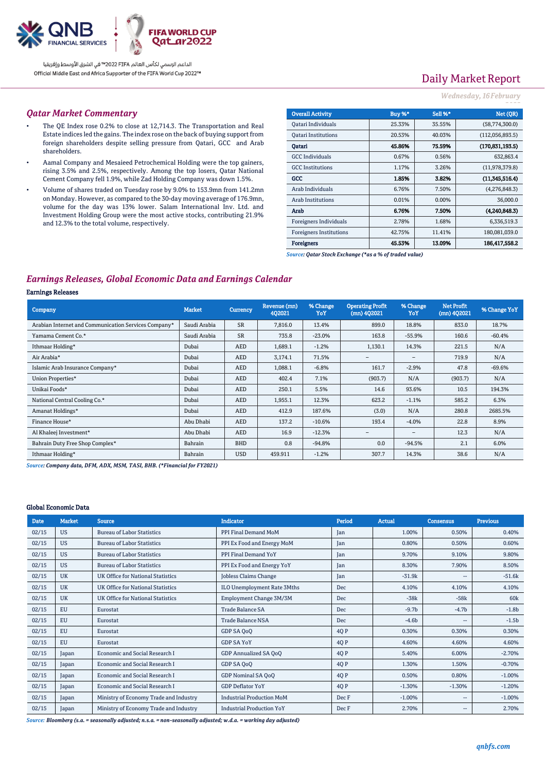Daily Market Report

*Wednesday, 16 February*

## *Qatar Market Commentary*

- The QE Index rose 0.2% to close at 12,714.3. The Transportation and Real Estate indices led the gains. The index rose on the back of buying support from foreign shareholders despite selling pressure from Qatari, GCC and Arab shareholders.
- Aamal Company and Mesaieed Petrochemical Holding were the top gainers, rising 3.5% and 2.5%, respectively. Among the top losers, Qatar National Cement Company fell 1.9%, while Zad Holding Company was down 1.5%.
- Volume of shares traded on Tuesday rose by 9.0% to 153.9mn from 141.2mn on Monday. However, as compared to the 30-day moving average of 176.9mn, volume for the day was 13% lower. Salam International Inv. Ltd. and Investment Holding Group were the most active stocks, contributing 21.9% and 12.3% to the total volume, respectively.

| Overall Activity | Buy %* | Sell %* | Net (QR) |
|---|---|---|---|
| Qatari Individuals | 25.33% | 35.55% | (58,774,300.0) |
| Qatari Institutions | 20.53% | 40.03% | (112,056,893.5) |
| **Qatari** | **45.86%** | **75.59%** | **(170,831,193.5)** |
| GCC Individuals | 0.67% | 0.56% | 632,863.4 |
| GCC Institutions | 1.17% | 3.26% | (11,978,379.8) |
| **GCC** | **1.85%** | **3.82%** | **(11,345,516.4)** |
| Arab Individuals | 6.76% | 7.50% | (4,276,848.3) |
| Arab Institutions | 0.01% | 0.00% | 36,000.0 |
| **Arab** | **6.76%** | **7.50%** | **(4,240,848.3)** |
| Foreigners Individuals | 2.78% | 1.68% | 6,336,519.3 |
| Foreigners Institutions | 42.75% | 11.41% | 180,081,039.0 |
| **Foreigners** | **45.53%** | **13.09%** | **186,417,558.2** |

*Source: Qatar Stock Exchange (*as a % of traded value)*

## *Earnings Releases, Global Economic Data and Earnings Calendar*

### Earnings Releases

| Company | Market | Currency | Revenue (mn) 4Q2021 | % Change YoY | Operating Profit (mn) 4Q2021 | % Change YoY | Net Profit (mn) 4Q2021 | % Change YoY |
|---|---|---|---|---|---|---|---|---|
| Arabian Internet and Communication Services Company* | Saudi Arabia | SR | 7,816.0 | 13.4% | 899.0 | 18.8% | 833.0 | 18.7% |
| Yamama Cement Co.* | Saudi Arabia | SR | 735.8 | -23.0% | 163.8 | -55.9% | 160.6 | -60.4% |
| Ithmaar Holding* | Dubai | AED | 1,689.1 | -1.2% | 1,130.1 | 14.3% | 221.5 | N/A |
| Air Arabia* | Dubai | AED | 3,174.1 | 71.5% | – | – | 719.9 | N/A |
| Islamic Arab Insurance Company* | Dubai | AED | 1,088.1 | -6.8% | 161.7 | -2.9% | 47.8 | -69.6% |
| Union Properties* | Dubai | AED | 402.4 | 7.1% | (903.7) | N/A | (903.7) | N/A |
| Unikai Foods* | Dubai | AED | 250.1 | 5.5% | 14.6 | 93.6% | 10.5 | 194.3% |
| National Central Cooling Co.* | Dubai | AED | 1,955.1 | 12.3% | 623.2 | -1.1% | 585.2 | 6.3% |
| Amanat Holdings* | Dubai | AED | 412.9 | 187.6% | (3.0) | N/A | 280.8 | 2685.5% |
| Finance House* | Abu Dhabi | AED | 137.2 | -10.6% | 193.4 | -4.0% | 22.8 | 8.9% |
| Al Khaleej Investment* | Abu Dhabi | AED | 16.9 | -12.3% | – | – | 12.3 | N/A |
| Bahrain Duty Free Shop Complex* | Bahrain | BHD | 0.8 | -94.8% | 0.0 | -94.5% | 2.1 | 6.0% |
| Ithmaar Holding* | Bahrain | USD | 459.911 | -1.2% | 307.7 | 14.3% | 38.6 | N/A |

*Source: Company data, DFM, ADX, MSM, TASI, BHB. (*Financial for FY2021)*

### Global Economic Data

| Date | Market | Source | Indicator | Period | Actual | Consensus | Previous |
|---|---|---|---|---|---|---|---|
| 02/15 | US | Bureau of Labor Statistics | PPI Final Demand MoM | Jan | 1.00% | 0.50% | 0.40% |
| 02/15 | US | Bureau of Labor Statistics | PPI Ex Food and Energy MoM | Jan | 0.80% | 0.50% | 0.60% |
| 02/15 | US | Bureau of Labor Statistics | PPI Final Demand YoY | Jan | 9.70% | 9.10% | 9.80% |
| 02/15 | US | Bureau of Labor Statistics | PPI Ex Food and Energy YoY | Jan | 8.30% | 7.90% | 8.50% |
| 02/15 | UK | UK Office for National Statistics | Jobless Claims Change | Jan | -31.9k | -- | -51.6k |
| 02/15 | UK | UK Office for National Statistics | ILO Unemployment Rate 3Mths | Dec | 4.10% | 4.10% | 4.10% |
| 02/15 | UK | UK Office for National Statistics | Employment Change 3M/3M | Dec | -38k | -58k | 60k |
| 02/15 | EU | Eurostat | Trade Balance SA | Dec | -9.7b | -4.7b | -1.8b |
| 02/15 | EU | Eurostat | Trade Balance NSA | Dec | -4.6b | -- | -1.5b |
| 02/15 | EU | Eurostat | GDP SA QoQ | 4Q P | 0.30% | 0.30% | 0.30% |
| 02/15 | EU | Eurostat | GDP SA YoY | 4Q P | 4.60% | 4.60% | 4.60% |
| 02/15 | Japan | Economic and Social Research I | GDP Annualized SA QoQ | 4Q P | 5.40% | 6.00% | -2.70% |
| 02/15 | Japan | Economic and Social Research I | GDP SA QoQ | 4Q P | 1.30% | 1.50% | -0.70% |
| 02/15 | Japan | Economic and Social Research I | GDP Nominal SA QoQ | 4Q P | 0.50% | 0.80% | -1.00% |
| 02/15 | Japan | Economic and Social Research I | GDP Deflator YoY | 4Q P | -1.30% | -1.30% | -1.20% |
| 02/15 | Japan | Ministry of Economy Trade and Industry | Industrial Production MoM | Dec F | -1.00% | -- | -1.00% |
| 02/15 | Japan | Ministry of Economy Trade and Industry | Industrial Production YoY | Dec F | 2.70% | -- | 2.70% |

*Source: Bloomberg (s.a. = seasonally adjusted; n.s.a. = non-seasonally adjusted; w.d.a. = working day adjusted)*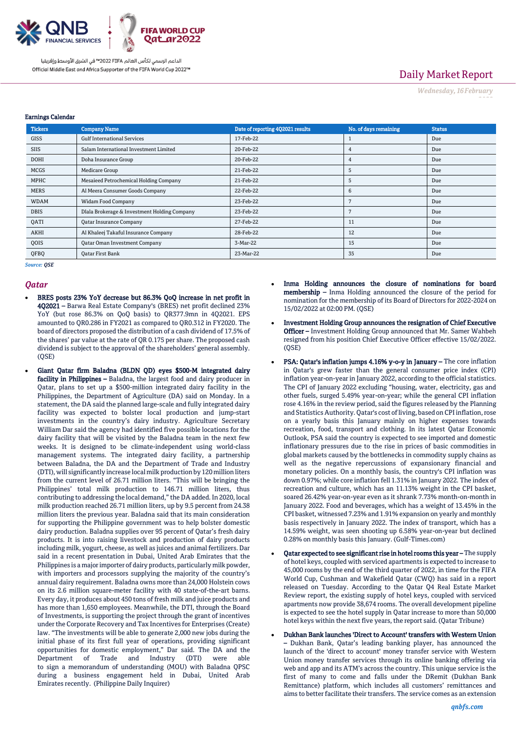Earnings Calendar

| Tickers | Company Name | Date of reporting 4Q2021 results | No. of days remaining | Status |
|---|---|---|---|---|
| GISS | Gulf International Services | 17-Feb-22 | 1 | Due |
| SIIS | Salam International Investment Limited | 20-Feb-22 | 4 | Due |
| DOHI | Doha Insurance Group | 20-Feb-22 | 4 | Due |
| MCGS | Medicare Group | 21-Feb-22 | 5 | Due |
| MPHC | Mesaieed Petrochemical Holding Company | 21-Feb-22 | 5 | Due |
| MERS | Al Meera Consumer Goods Company | 22-Feb-22 | 6 | Due |
| WDAM | Widam Food Company | 23-Feb-22 | 7 | Due |
| DBIS | Dlala Brokerage & Investment Holding Company | 23-Feb-22 | 7 | Due |
| QATI | Qatar Insurance Company | 27-Feb-22 | 11 | Due |
| AKHI | Al Khaleej Takaful Insurance Company | 28-Feb-22 | 12 | Due |
| QOIS | Qatar Oman Investment Company | 3-Mar-22 | 15 | Due |
| QFBQ | Qatar First Bank | 23-Mar-22 | 35 | Due |

*Source: QSE*

## Qatar

- **BRES posts 23% YoY decrease but 86.3% QoQ increase in net profit in 4Q2021 –** Barwa Real Estate Company's (BRES) net profit declined 23% YoY (but rose 86.3% on QoQ basis) to QR377.9mn in 4Q2021. EPS amounted to QR0.286 in FY2021 as compared to QR0.312 in FY2020. The board of directors proposed the distribution of a cash dividend of 17.5% of the shares' par value at the rate of QR 0.175 per share. The proposed cash dividend is subject to the approval of the shareholders' general assembly. (QSE)

- **Giant Qatar firm Baladna (BLDN QD) eyes $500-M integrated dairy facility in Philippines –** Baladna, the largest food and dairy producer in Qatar, plans to set up a $500-million integrated dairy facility in the Philippines, the Department of Agriculture (DA) said on Monday. In a statement, the DA said the planned large-scale and fully integrated dairy facility was expected to bolster local production and jump-start investments in the country's dairy industry. Agriculture Secretary William Dar said the agency had identified five possible locations for the dairy facility that will be visited by the Baladna team in the next few weeks. It is designed to be climate-independent using world-class management systems. The integrated dairy facility, a partnership between Baladna, the DA and the Department of Trade and Industry (DTI), will significantly increase local milk production by 120 million liters from the current level of 26.71 million liters. "This will be bringing the Philippines' total milk production to 146.71 million liters, thus contributing to addressing the local demand," the DA added. In 2020, local milk production reached 26.71 million liters, up by 9.5 percent from 24.38 million liters the previous year. Baladna said that its main consideration for supporting the Philippine government was to help bolster domestic dairy production. Baladna supplies over 95 percent of Qatar's fresh dairy products. It is into raising livestock and production of dairy products including milk, yogurt, cheese, as well as juices and animal fertilizers. Dar said in a recent presentation in Dubai, United Arab Emirates that the Philippines is a major importer of dairy products, particularly milk powder, with importers and processors supplying the majority of the country's annual dairy requirement. Baladna owns more than 24,000 Holstein cows on its 2.6 million square-meter facility with 40 state-of-the-art barns. Every day, it produces about 450 tons of fresh milk and juice products and has more than 1,650 employees. Meanwhile, the DTI, through the Board of Investments, is supporting the project through the grant of incentives under the Corporate Recovery and Tax Incentives for Enterprises (Create) law. "The investments will be able to generate 2,000 new jobs during the initial phase of its first full year of operations, providing significant opportunities for domestic employment," Dar said. The DA and the Department of Trade and Industry (DTI) were able to sign a memorandum of understanding (MOU) with Baladna QPSC during a business engagement held in Dubai, United Arab Emirates recently. (Philippine Daily Inquirer)

- **Inma Holding announces the closure of nominations for board membership –** Inma Holding announced the closure of the period for nomination for the membership of its Board of Directors for 2022-2024 on 15/02/2022 at 02:00 PM. (QSE)

- **Investment Holding Group announces the resignation of Chief Executive Officer –** Investment Holding Group announced that Mr. Samer Wahbeh resigned from his position Chief Executive Officer effective 15/02/2022. (QSE)

- **PSA: Qatar's inflation jumps 4.16% y-o-y in January –** The core inflation in Qatar's grew faster than the general consumer price index (CPI) inflation year-on-year in January 2022, according to the official statistics. The CPI of January 2022 excluding "housing, water, electricity, gas and other fuels, surged 5.49% year-on-year; while the general CPI inflation rose 4.16% in the review period, said the figures released by the Planning and Statistics Authority. Qatar's cost of living, based on CPI inflation, rose on a yearly basis this January mainly on higher expenses towards recreation, food, transport and clothing. In its latest Qatar Economic Outlook, PSA said the country is expected to see imported and domestic inflationary pressures due to the rise in prices of basic commodities in global markets caused by the bottlenecks in commodity supply chains as well as the negative repercussions of expansionary financial and monetary policies. On a monthly basis, the country's CPI inflation was down 0.97%; while core inflation fell 1.31% in January 2022. The index of recreation and culture, which has an 11.13% weight in the CPI basket, soared 26.42% year-on-year even as it shrank 7.73% month-on-month in January 2022. Food and beverages, which has a weight of 13.45% in the CPI basket, witnessed 7.23% and 1.91% expansion on yearly and monthly basis respectively in January 2022. The index of transport, which has a 14.59% weight, was seen shooting up 6.58% year-on-year but declined 0.28% on monthly basis this January. (Gulf-Times.com)

- **Qatar expected to see significant rise in hotel rooms this year –** The supply of hotel keys, coupled with serviced apartments is expected to increase to 45,000 rooms by the end of the third quarter of 2022, in time for the FIFA World Cup, Cushman and Wakefield Qatar (CWQ) has said in a report released on Tuesday. According to the Qatar Q4 Real Estate Market Review report, the existing supply of hotel keys, coupled with serviced apartments now provide 38,674 rooms. The overall development pipeline is expected to see the hotel supply in Qatar increase to more than 50,000 hotel keys within the next five years, the report said. (Qatar Tribune)

- **Dukhan Bank launches 'Direct to Account' transfers with Western Union –** Dukhan Bank, Qatar's leading banking player, has announced the launch of the 'direct to account' money transfer service with Western Union money transfer services through its online banking offering via web and app and its ATM's across the country. This unique service is the first of many to come and falls under the DRemit (Dukhan Bank Remittance) platform, which includes all customers' remittances and aims to better facilitate their transfers. The service comes as an extension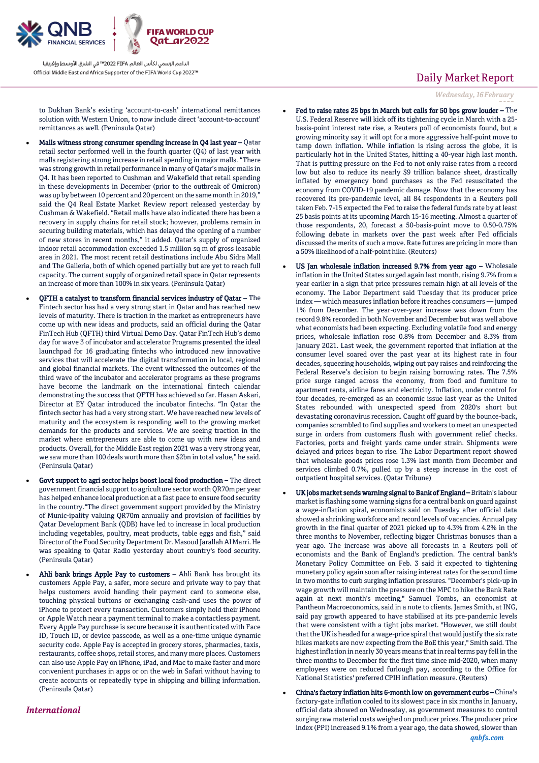to Dukhan Bank's existing 'account-to-cash' international remittances solution with Western Union, to now include direct 'account-to-account' remittances as well. (Peninsula Qatar)

- **Malls witness strong consumer spending increase in Q4 last year –** Qatar retail sector performed well in the fourth quarter (Q4) of last year with malls registering strong increase in retail spending in major malls. "There was strong growth in retail performance in many of Qatar's major malls in Q4. It has been reported to Cushman and Wakefield that retail spending in these developments in December (prior to the outbreak of Omicron) was up by between 10 percent and 20 percent on the same month in 2019," said the Q4 Real Estate Market Review report released yesterday by Cushman & Wakefield. "Retail malls have also indicated there has been a recovery in supply chains for retail stock; however, problems remain in securing building materials, which has delayed the opening of a number of new stores in recent months," it added. Qatar's supply of organized indoor retail accommodation exceeded 1.5 million sq m of gross leasable area in 2021. The most recent retail destinations include Abu Sidra Mall and The Galleria, both of which opened partially but are yet to reach full capacity. The current supply of organized retail space in Qatar represents an increase of more than 100% in six years. (Peninsula Qatar)
- **QFTH a catalyst to transform financial services industry of Qatar –** The Fintech sector has had a very strong start in Qatar and has reached new levels of maturity. There is traction in the market as entrepreneurs have come up with new ideas and products, said an official during the Qatar FinTech Hub (QFTH) third Virtual Demo Day. Qatar FinTech Hub's demo day for wave 3 of incubator and accelerator Programs presented the ideal launchpad for 16 graduating fintechs who introduced new innovative services that will accelerate the digital transformation in local, regional and global financial markets. The event witnessed the outcomes of the third wave of the incubator and accelerator programs as these programs have become the landmark on the international fintech calendar demonstrating the success that QFTH has achieved so far. Hasan Askari, Director at EY Qatar introduced the incubator fintechs. "In Qatar the fintech sector has had a very strong start. We have reached new levels of maturity and the ecosystem is responding well to the growing market demands for the products and services. We are seeing traction in the market where entrepreneurs are able to come up with new ideas and products. Overall, for the Middle East region 2021 was a very strong year, we saw more than 100 deals worth more than $2bn in total value," he said. (Peninsula Qatar)
- **Govt support to agri sector helps boost local food production –** The direct government financial support to agriculture sector worth QR70m per year has helped enhance local production at a fast pace to ensure food security in the country."The direct government support provided by the Ministry of Munic-ipality valuing QR70m annually and provision of facilities by Qatar Development Bank (QDB) have led to increase in local production including vegetables, poultry, meat products, table eggs and fish," said Director of the Food Security Department Dr. Masoud Jarallah Al Marri. He was speaking to Qatar Radio yesterday about country's food security. (Peninsula Qatar)
- **Ahli bank brings Apple Pay to customers –** Ahli Bank has brought its customers Apple Pay, a safer, more secure and private way to pay that helps customers avoid handing their payment card to someone else, touching physical buttons or exchanging cash-and uses the power of iPhone to protect every transaction. Customers simply hold their iPhone or Apple Watch near a payment terminal to make a contactless payment. Every Apple Pay purchase is secure because it is authenticated with Face ID, Touch ID, or device passcode, as well as a one-time unique dynamic security code. Apple Pay is accepted in grocery stores, pharmacies, taxis, restaurants, coffee shops, retail stores, and many more places. Customers can also use Apple Pay on iPhone, iPad, and Mac to make faster and more convenient purchases in apps or on the web in Safari without having to create accounts or repeatedly type in shipping and billing information. (Peninsula Qatar)

## *International*

- **Fed to raise rates 25 bps in March but calls for 50 bps grow louder –** The U.S. Federal Reserve will kick off its tightening cycle in March with a 25-basis-point interest rate rise, a Reuters poll of economists found, but a growing minority say it will opt for a more aggressive half-point move to tamp down inflation. While inflation is rising across the globe, it is particularly hot in the United States, hitting a 40-year high last month. That is putting pressure on the Fed to not only raise rates from a record low but also to reduce its nearly $9 trillion balance sheet, drastically inflated by emergency bond purchases as the Fed resuscitated the economy from COVID-19 pandemic damage. Now that the economy has recovered its pre-pandemic level, all 84 respondents in a Reuters poll taken Feb. 7-15 expected the Fed to raise the federal funds rate by at least 25 basis points at its upcoming March 15-16 meeting. Almost a quarter of those respondents, 20, forecast a 50-basis-point move to 0.50-0.75% following debate in markets over the past week after Fed officials discussed the merits of such a move. Rate futures are pricing in more than a 50% likelihood of a half-point hike. (Reuters)
- **US Jan wholesale inflation increased 9.7% from year ago –** Wholesale inflation in the United States surged again last month, rising 9.7% from a year earlier in a sign that price pressures remain high at all levels of the economy. The Labor Department said Tuesday that its producer price index — which measures inflation before it reaches consumers — jumped 1% from December. The year-over-year increase was down from the record 9.8% recorded in both November and December but was well above what economists had been expecting. Excluding volatile food and energy prices, wholesale inflation rose 0.8% from December and 8.3% from January 2021. Last week, the government reported that inflation at the consumer level soared over the past year at its highest rate in four decades, squeezing households, wiping out pay raises and reinforcing the Federal Reserve's decision to begin raising borrowing rates. The 7.5% price surge ranged across the economy, from food and furniture to apartment rents, airline fares and electricity. Inflation, under control for four decades, re-emerged as an economic issue last year as the United States rebounded with unexpected speed from 2020's short but devastating coronavirus recession. Caught off guard by the bounce-back, companies scrambled to find supplies and workers to meet an unexpected surge in orders from customers flush with government relief checks. Factories, ports and freight yards came under strain. Shipments were delayed and prices began to rise. The Labor Department report showed that wholesale goods prices rose 1.3% last month from December and services climbed 0.7%, pulled up by a steep increase in the cost of outpatient hospital services. (Qatar Tribune)
- **UK jobs market sends warning signal to Bank of England –** Britain's labour market is flashing some warning signs for a central bank on guard against a wage-inflation spiral, economists said on Tuesday after official data showed a shrinking workforce and record levels of vacancies. Annual pay growth in the final quarter of 2021 picked up to 4.3% from 4.2% in the three months to November, reflecting bigger Christmas bonuses than a year ago. The increase was above all forecasts in a Reuters poll of economists and the Bank of England's prediction. The central bank's Monetary Policy Committee on Feb. 3 said it expected to tightening monetary policy again soon after raising interest rates for the second time in two months to curb surging inflation pressures. "December's pick-up in wage growth will maintain the pressure on the MPC to hike the Bank Rate again at next month's meeting," Samuel Tombs, an economist at Pantheon Macroeconomics, said in a note to clients. James Smith, at ING, said pay growth appeared to have stabilised at its pre-pandemic levels that were consistent with a tight jobs market. "However, we still doubt that the UK is headed for a wage-price spiral that would justify the six rate hikes markets are now expecting from the BoE this year," Smith said. The highest inflation in nearly 30 years means that in real terms pay fell in the three months to December for the first time since mid-2020, when many employees were on reduced furlough pay, according to the Office for National Statistics' preferred CPIH inflation measure. (Reuters)
- **China's factory inflation hits 6-month low on government curbs –** China's factory-gate inflation cooled to its slowest pace in six months in January, official data showed on Wednesday, as government measures to control surging raw material costs weighed on producer prices. The producer price index (PPI) increased 9.1% from a year ago, the data showed, slower than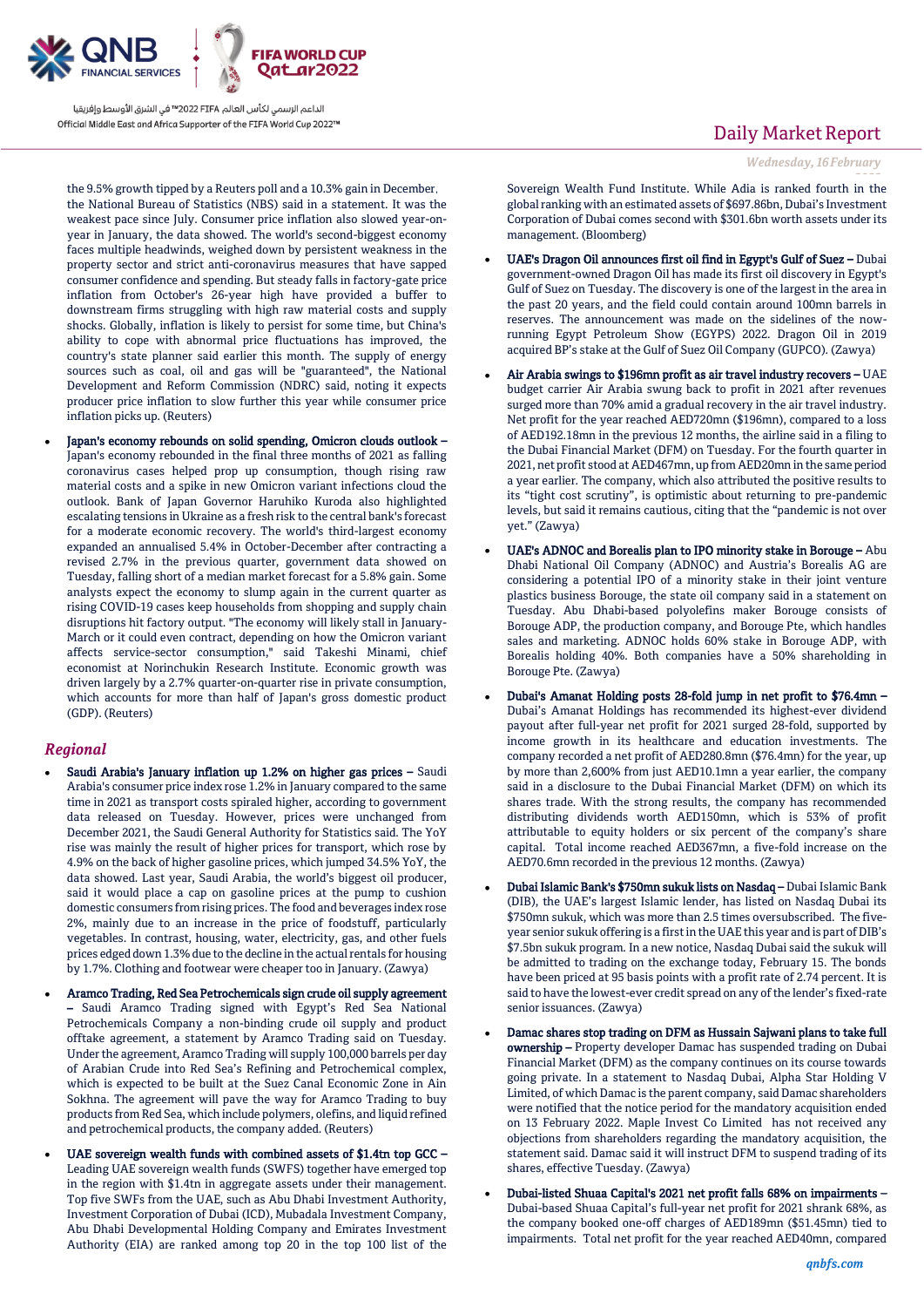the 9.5% growth tipped by a Reuters poll and a 10.3% gain in December, the National Bureau of Statistics (NBS) said in a statement. It was the weakest pace since July. Consumer price inflation also slowed year-on-year in January, the data showed. The world's second-biggest economy faces multiple headwinds, weighed down by persistent weakness in the property sector and strict anti-coronavirus measures that have sapped consumer confidence and spending. But steady falls in factory-gate price inflation from October's 26-year high have provided a buffer to downstream firms struggling with high raw material costs and supply shocks. Globally, inflation is likely to persist for some time, but China's ability to cope with abnormal price fluctuations has improved, the country's state planner said earlier this month. The supply of energy sources such as coal, oil and gas will be "guaranteed", the National Development and Reform Commission (NDRC) said, noting it expects producer price inflation to slow further this year while consumer price inflation picks up. (Reuters)

- **Japan's economy rebounds on solid spending, Omicron clouds outlook –** Japan's economy rebounded in the final three months of 2021 as falling coronavirus cases helped prop up consumption, though rising raw material costs and a spike in new Omicron variant infections cloud the outlook. Bank of Japan Governor Haruhiko Kuroda also highlighted escalating tensions in Ukraine as a fresh risk to the central bank's forecast for a moderate economic recovery. The world's third-largest economy expanded an annualised 5.4% in October-December after contracting a revised 2.7% in the previous quarter, government data showed on Tuesday, falling short of a median market forecast for a 5.8% gain. Some analysts expect the economy to slump again in the current quarter as rising COVID-19 cases keep households from shopping and supply chain disruptions hit factory output. "The economy will likely stall in January-March or it could even contract, depending on how the Omicron variant affects service-sector consumption," said Takeshi Minami, chief economist at Norinchukin Research Institute. Economic growth was driven largely by a 2.7% quarter-on-quarter rise in private consumption, which accounts for more than half of Japan's gross domestic product (GDP). (Reuters)

## Regional

- **Saudi Arabia's January inflation up 1.2% on higher gas prices –** Saudi Arabia's consumer price index rose 1.2% in January compared to the same time in 2021 as transport costs spiraled higher, according to government data released on Tuesday. However, prices were unchanged from December 2021, the Saudi General Authority for Statistics said. The YoY rise was mainly the result of higher prices for transport, which rose by 4.9% on the back of higher gasoline prices, which jumped 34.5% YoY, the data showed. Last year, Saudi Arabia, the world's biggest oil producer, said it would place a cap on gasoline prices at the pump to cushion domestic consumers from rising prices. The food and beverages index rose 2%, mainly due to an increase in the price of foodstuff, particularly vegetables. In contrast, housing, water, electricity, gas, and other fuels prices edged down 1.3% due to the decline in the actual rentals for housing by 1.7%. Clothing and footwear were cheaper too in January. (Zawya)
- **Aramco Trading, Red Sea Petrochemicals sign crude oil supply agreement –** Saudi Aramco Trading signed with Egypt's Red Sea National Petrochemicals Company a non-binding crude oil supply and product offtake agreement, a statement by Aramco Trading said on Tuesday. Under the agreement, Aramco Trading will supply 100,000 barrels per day of Arabian Crude into Red Sea's Refining and Petrochemical complex, which is expected to be built at the Suez Canal Economic Zone in Ain Sokhna. The agreement will pave the way for Aramco Trading to buy products from Red Sea, which include polymers, olefins, and liquid refined and petrochemical products, the company added. (Reuters)
- **UAE sovereign wealth funds with combined assets of $1.4tn top GCC –** Leading UAE sovereign wealth funds (SWFS) together have emerged top in the region with $1.4tn in aggregate assets under their management. Top five SWFs from the UAE, such as Abu Dhabi Investment Authority, Investment Corporation of Dubai (ICD), Mubadala Investment Company, Abu Dhabi Developmental Holding Company and Emirates Investment Authority (EIA) are ranked among top 20 in the top 100 list of the Sovereign Wealth Fund Institute. While Adia is ranked fourth in the global ranking with an estimated assets of $697.86bn, Dubai's Investment Corporation of Dubai comes second with $301.6bn worth assets under its management. (Bloomberg)
- **UAE's Dragon Oil announces first oil find in Egypt's Gulf of Suez –** Dubai government-owned Dragon Oil has made its first oil discovery in Egypt's Gulf of Suez on Tuesday. The discovery is one of the largest in the area in the past 20 years, and the field could contain around 100mn barrels in reserves. The announcement was made on the sidelines of the now-running Egypt Petroleum Show (EGYPS) 2022. Dragon Oil in 2019 acquired BP's stake at the Gulf of Suez Oil Company (GUPCO). (Zawya)
- **Air Arabia swings to $196mn profit as air travel industry recovers –** UAE budget carrier Air Arabia swung back to profit in 2021 after revenues surged more than 70% amid a gradual recovery in the air travel industry. Net profit for the year reached AED720mn ($196mn), compared to a loss of AED192.18mn in the previous 12 months, the airline said in a filing to the Dubai Financial Market (DFM) on Tuesday. For the fourth quarter in 2021, net profit stood at AED467mn, up from AED20mn in the same period a year earlier. The company, which also attributed the positive results to its "tight cost scrutiny", is optimistic about returning to pre-pandemic levels, but said it remains cautious, citing that the "pandemic is not over yet." (Zawya)
- **UAE's ADNOC and Borealis plan to IPO minority stake in Borouge –** Abu Dhabi National Oil Company (ADNOC) and Austria's Borealis AG are considering a potential IPO of a minority stake in their joint venture plastics business Borouge, the state oil company said in a statement on Tuesday. Abu Dhabi-based polyolefins maker Borouge consists of Borouge ADP, the production company, and Borouge Pte, which handles sales and marketing. ADNOC holds 60% stake in Borouge ADP, with Borealis holding 40%. Both companies have a 50% shareholding in Borouge Pte. (Zawya)
- **Dubai's Amanat Holding posts 28-fold jump in net profit to $76.4mn –** Dubai's Amanat Holdings has recommended its highest-ever dividend payout after full-year net profit for 2021 surged 28-fold, supported by income growth in its healthcare and education investments. The company recorded a net profit of AED280.8mn ($76.4mn) for the year, up by more than 2,600% from just AED10.1mn a year earlier, the company said in a disclosure to the Dubai Financial Market (DFM) on which its shares trade. With the strong results, the company has recommended distributing dividends worth AED150mn, which is 53% of profit attributable to equity holders or six percent of the company's share capital. Total income reached AED367mn, a five-fold increase on the AED70.6mn recorded in the previous 12 months. (Zawya)
- **Dubai Islamic Bank's $750mn sukuk lists on Nasdaq –** Dubai Islamic Bank (DIB), the UAE's largest Islamic lender, has listed on Nasdaq Dubai its $750mn sukuk, which was more than 2.5 times oversubscribed. The five-year senior sukuk offering is a first in the UAE this year and is part of DIB's $7.5bn sukuk program. In a new notice, Nasdaq Dubai said the sukuk will be admitted to trading on the exchange today, February 15. The bonds have been priced at 95 basis points with a profit rate of 2.74 percent. It is said to have the lowest-ever credit spread on any of the lender's fixed-rate senior issuances. (Zawya)
- **Damac shares stop trading on DFM as Hussain Sajwani plans to take full ownership –** Property developer Damac has suspended trading on Dubai Financial Market (DFM) as the company continues on its course towards going private. In a statement to Nasdaq Dubai, Alpha Star Holding V Limited, of which Damac is the parent company, said Damac shareholders were notified that the notice period for the mandatory acquisition ended on 13 February 2022. Maple Invest Co Limited has not received any objections from shareholders regarding the mandatory acquisition, the statement said. Damac said it will instruct DFM to suspend trading of its shares, effective Tuesday. (Zawya)
- **Dubai-listed Shuaa Capital's 2021 net profit falls 68% on impairments –** Dubai-based Shuaa Capital's full-year net profit for 2021 shrank 68%, as the company booked one-off charges of AED189mn ($51.45mn) tied to impairments. Total net profit for the year reached AED40mn, compared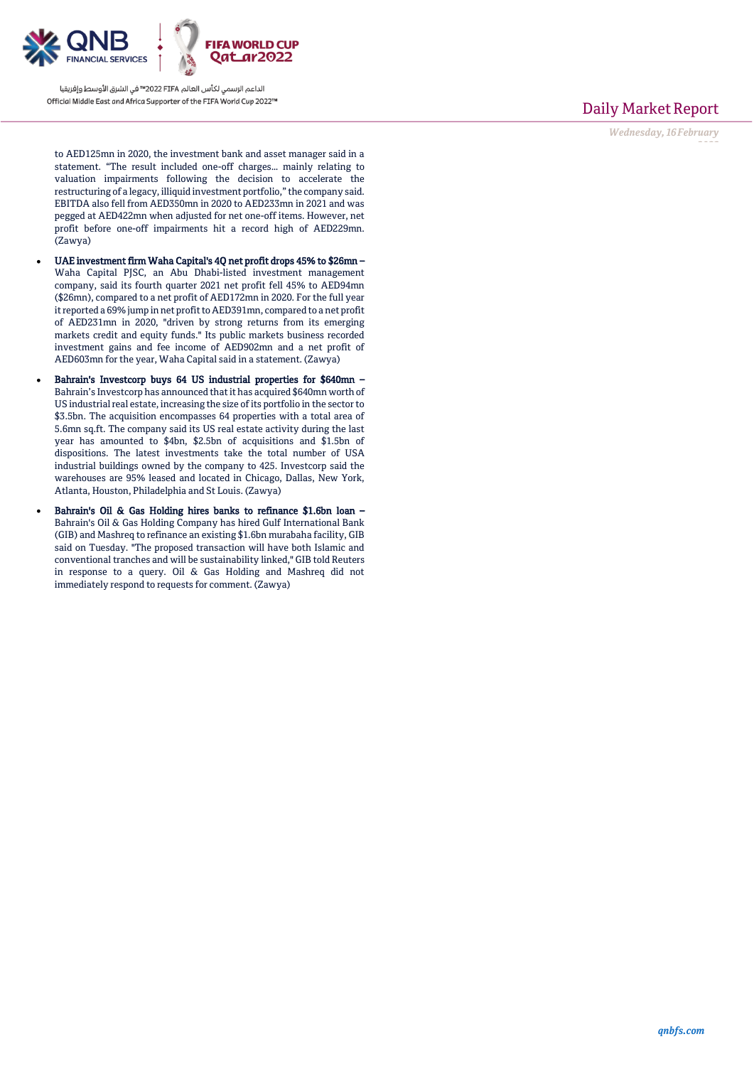to AED125mn in 2020, the investment bank and asset manager said in a statement. "The result included one-off charges... mainly relating to valuation impairments following the decision to accelerate the restructuring of a legacy, illiquid investment portfolio," the company said. EBITDA also fell from AED350mn in 2020 to AED233mn in 2021 and was pegged at AED422mn when adjusted for net one-off items. However, net profit before one-off impairments hit a record high of AED229mn. (Zawya)

- **UAE investment firm Waha Capital's 4Q net profit drops 45% to $26mn –** Waha Capital PJSC, an Abu Dhabi-listed investment management company, said its fourth quarter 2021 net profit fell 45% to AED94mn ($26mn), compared to a net profit of AED172mn in 2020. For the full year it reported a 69% jump in net profit to AED391mn, compared to a net profit of AED231mn in 2020, "driven by strong returns from its emerging markets credit and equity funds." Its public markets business recorded investment gains and fee income of AED902mn and a net profit of AED603mn for the year, Waha Capital said in a statement. (Zawya)
- **Bahrain's Investcorp buys 64 US industrial properties for $640mn –** Bahrain's Investcorp has announced that it has acquired $640mn worth of US industrial real estate, increasing the size of its portfolio in the sector to $3.5bn. The acquisition encompasses 64 properties with a total area of 5.6mn sq.ft. The company said its US real estate activity during the last year has amounted to $4bn, $2.5bn of acquisitions and $1.5bn of dispositions. The latest investments take the total number of USA industrial buildings owned by the company to 425. Investcorp said the warehouses are 95% leased and located in Chicago, Dallas, New York, Atlanta, Houston, Philadelphia and St Louis. (Zawya)
- **Bahrain's Oil & Gas Holding hires banks to refinance $1.6bn loan –** Bahrain's Oil & Gas Holding Company has hired Gulf International Bank (GIB) and Mashreq to refinance an existing $1.6bn murabaha facility, GIB said on Tuesday. "The proposed transaction will have both Islamic and conventional tranches and will be sustainability linked," GIB told Reuters in response to a query. Oil & Gas Holding and Mashreq did not immediately respond to requests for comment. (Zawya)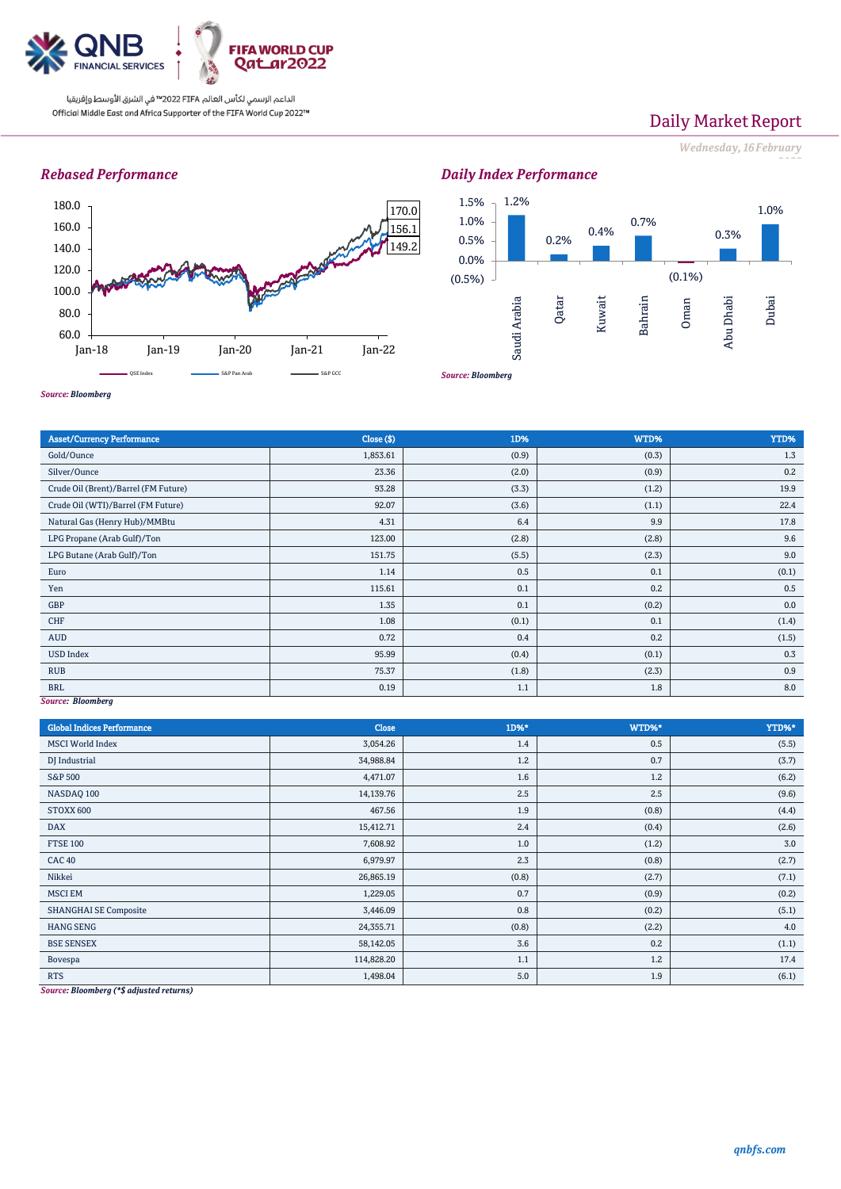Daily Market Report

*Wednesday, 16 February*

## *Rebased Performance*

*Source: Bloomberg*

## *Daily Index Performance*

*Source: Bloomberg*

| Asset/Currency Performance | Close ($) | 1D% | WTD% | YTD% |
|---|---|---|---|---|
| Gold/Ounce | 1,853.61 | (0.9) | (0.3) | 1.3 |
| Silver/Ounce | 23.36 | (2.0) | (0.9) | 0.2 |
| Crude Oil (Brent)/Barrel (FM Future) | 93.28 | (3.3) | (1.2) | 19.9 |
| Crude Oil (WTI)/Barrel (FM Future) | 92.07 | (3.6) | (1.1) | 22.4 |
| Natural Gas (Henry Hub)/MMBtu | 4.31 | 6.4 | 9.9 | 17.8 |
| LPG Propane (Arab Gulf)/Ton | 123.00 | (2.8) | (2.8) | 9.6 |
| LPG Butane (Arab Gulf)/Ton | 151.75 | (5.5) | (2.3) | 9.0 |
| Euro | 1.14 | 0.5 | 0.1 | (0.1) |
| Yen | 115.61 | 0.1 | 0.2 | 0.5 |
| GBP | 1.35 | 0.1 | (0.2) | 0.0 |
| CHF | 1.08 | (0.1) | 0.1 | (1.4) |
| AUD | 0.72 | 0.4 | 0.2 | (1.5) |
| USD Index | 95.99 | (0.4) | (0.1) | 0.3 |
| RUB | 75.37 | (1.8) | (2.3) | 0.9 |
| BRL | 0.19 | 1.1 | 1.8 | 8.0 |

*Source: Bloomberg*

| Global Indices Performance | Close | 1D%* | WTD%* | YTD%* |
|---|---|---|---|---|
| MSCI World Index | 3,054.26 | 1.4 | 0.5 | (5.5) |
| DJ Industrial | 34,988.84 | 1.2 | 0.7 | (3.7) |
| S&P 500 | 4,471.07 | 1.6 | 1.2 | (6.2) |
| NASDAQ 100 | 14,139.76 | 2.5 | 2.5 | (9.6) |
| STOXX 600 | 467.56 | 1.9 | (0.8) | (4.4) |
| DAX | 15,412.71 | 2.4 | (0.4) | (2.6) |
| FTSE 100 | 7,608.92 | 1.0 | (1.2) | 3.0 |
| CAC 40 | 6,979.97 | 2.3 | (0.8) | (2.7) |
| Nikkei | 26,865.19 | (0.8) | (2.7) | (7.1) |
| MSCI EM | 1,229.05 | 0.7 | (0.9) | (0.2) |
| SHANGHAI SE Composite | 3,446.09 | 0.8 | (0.2) | (5.1) |
| HANG SENG | 24,355.71 | (0.8) | (2.2) | 4.0 |
| BSE SENSEX | 58,142.05 | 3.6 | 0.2 | (1.1) |
| Bovespa | 114,828.20 | 1.1 | 1.2 | 17.4 |
| RTS | 1,498.04 | 5.0 | 1.9 | (6.1) |

*Source: Bloomberg (*$ adjusted returns)*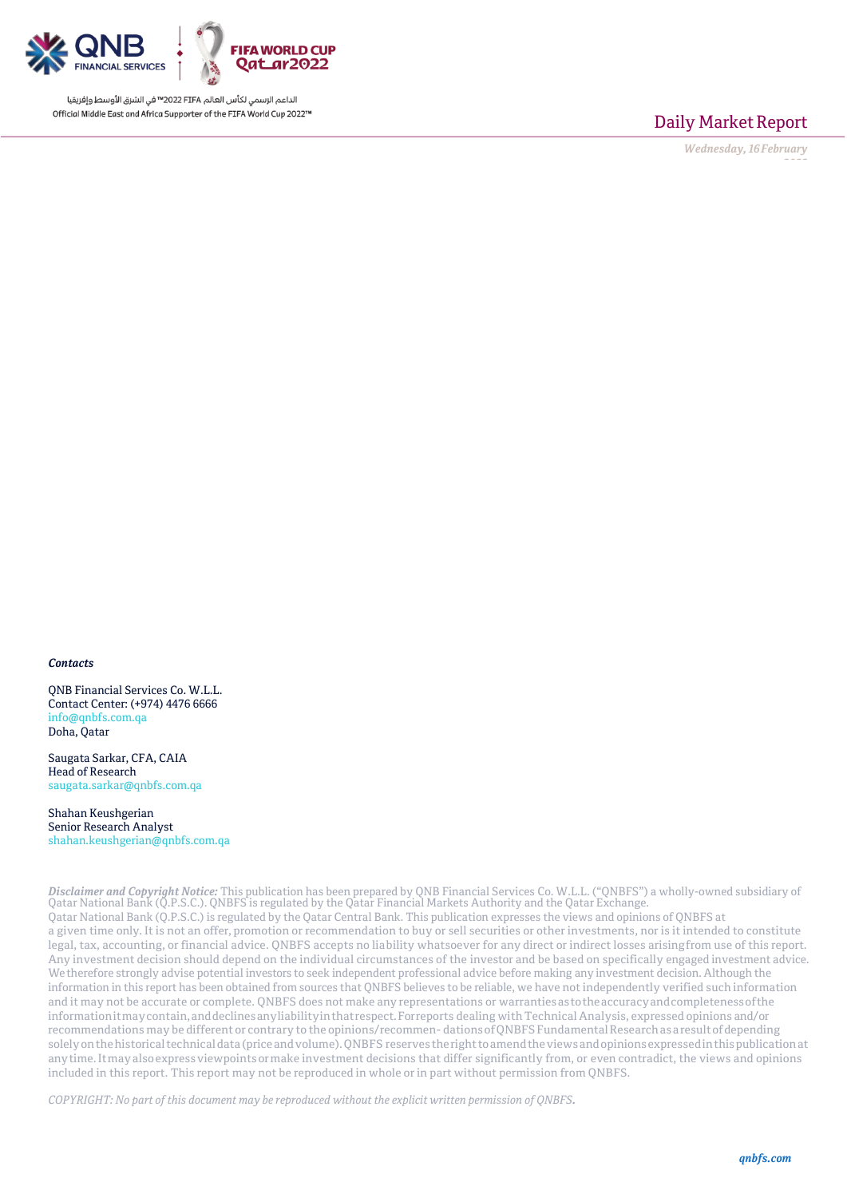*Contacts*

QNB Financial Services Co. W.L.L.
Contact Center: (+974) 4476 6666
info@qnbfs.com.qa
Doha, Qatar

Saugata Sarkar, CFA, CAIA
Head of Research
saugata.sarkar@qnbfs.com.qa

Shahan Keushgerian
Senior Research Analyst
shahan.keushgerian@qnbfs.com.qa

***Disclaimer and Copyright Notice:*** This publication has been prepared by QNB Financial Services Co. W.L.L. ("QNBFS") a wholly-owned subsidiary of Qatar National Bank (Q.P.S.C.). QNBFS is regulated by the Qatar Financial Markets Authority and the Qatar Exchange. Qatar National Bank (Q.P.S.C.) is regulated by the Qatar Central Bank. This publication expresses the views and opinions of QNBFS at a given time only. It is not an offer, promotion or recommendation to buy or sell securities or other investments, nor is it intended to constitute legal, tax, accounting, or financial advice. QNBFS accepts no liability whatsoever for any direct or indirect losses arising from use of this report. Any investment decision should depend on the individual circumstances of the investor and be based on specifically engaged investment advice. We therefore strongly advise potential investors to seek independent professional advice before making any investment decision. Although the information in this report has been obtained from sources that QNBFS believes to be reliable, we have not independently verified such information and it may not be accurate or complete. QNBFS does not make any representations or warranties as to the accuracy and completeness of the information it may contain, and declines any liability in that respect. For reports dealing with Technical Analysis, expressed opinions and/or recommendations may be different or contrary to the opinions/recommen- dations of QNBFS Fundamental Research as a result of depending solely on the historical technical data (price and volume). QNBFS reserves the right to amend the views and opinions expressed in this publication at any time. It may also express viewpoints or make investment decisions that differ significantly from, or even contradict, the views and opinions included in this report. This report may not be reproduced in whole or in part without permission from QNBFS.

*COPYRIGHT: No part of this document may be reproduced without the explicit written permission of QNBFS.*